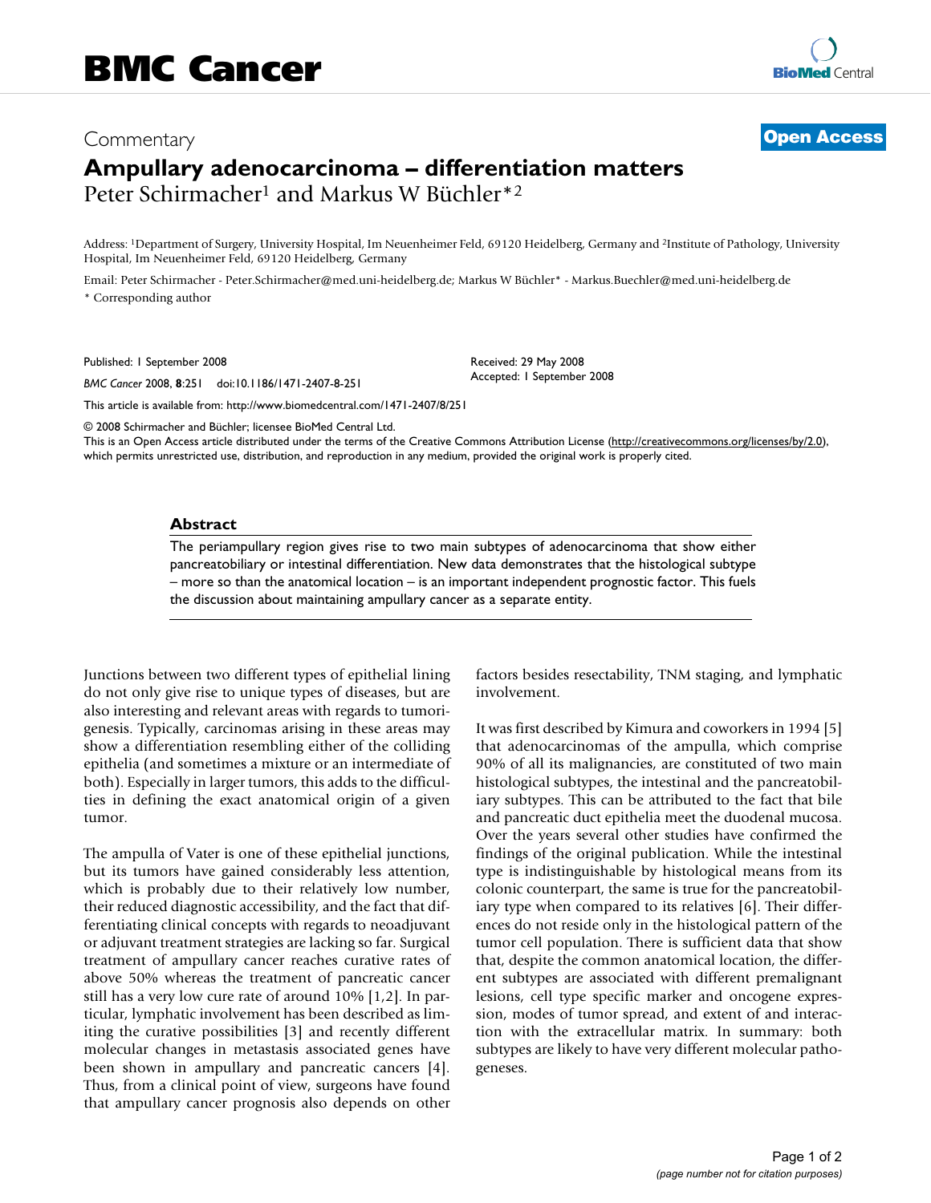# BMC Cancer

Commentary

**Open Access**

# Ampullary adenocarcinoma – differentiation matters

Peter Schirmacher[1] and Markus W Büchler*[2]

Address: [1]Department of Surgery, University Hospital, Im Neuenheimer Feld, 69120 Heidelberg, Germany and [2]Institute of Pathology, University Hospital, Im Neuenheimer Feld, 69120 Heidelberg, Germany

Email: Peter Schirmacher - Peter.Schirmacher@med.uni-heidelberg.de; Markus W Büchler* - Markus.Buechler@med.uni-heidelberg.de

* Corresponding author

Published: 1 September 2008

*BMC Cancer* 2008, **8**:251 doi:10.1186/1471-2407-8-251

Received: 29 May 2008

Accepted: 1 September 2008

This article is available from: http://www.biomedcentral.com/1471-2407/8/251

© 2008 Schirmacher and Büchler; licensee BioMed Central Ltd.

This is an Open Access article distributed under the terms of the Creative Commons Attribution License (http://creativecommons.org/licenses/by/2.0), which permits unrestricted use, distribution, and reproduction in any medium, provided the original work is properly cited.

## Abstract

The periampullary region gives rise to two main subtypes of adenocarcinoma that show either pancreatobiliary or intestinal differentiation. New data demonstrates that the histological subtype – more so than the anatomical location – is an important independent prognostic factor. This fuels the discussion about maintaining ampullary cancer as a separate entity.

Junctions between two different types of epithelial lining do not only give rise to unique types of diseases, but are also interesting and relevant areas with regards to tumorigenesis. Typically, carcinomas arising in these areas may show a differentiation resembling either of the colliding epithelia (and sometimes a mixture or an intermediate of both). Especially in larger tumors, this adds to the difficulties in defining the exact anatomical origin of a given tumor.

The ampulla of Vater is one of these epithelial junctions, but its tumors have gained considerably less attention, which is probably due to their relatively low number, their reduced diagnostic accessibility, and the fact that differentiating clinical concepts with regards to neoadjuvant or adjuvant treatment strategies are lacking so far. Surgical treatment of ampullary cancer reaches curative rates of above 50% whereas the treatment of pancreatic cancer still has a very low cure rate of around 10% [1,2]. In particular, lymphatic involvement has been described as limiting the curative possibilities [3] and recently different molecular changes in metastasis associated genes have been shown in ampullary and pancreatic cancers [4]. Thus, from a clinical point of view, surgeons have found that ampullary cancer prognosis also depends on other factors besides resectability, TNM staging, and lymphatic involvement.

It was first described by Kimura and coworkers in 1994 [5] that adenocarcinomas of the ampulla, which comprise 90% of all its malignancies, are constituted of two main histological subtypes, the intestinal and the pancreatobiliary subtypes. This can be attributed to the fact that bile and pancreatic duct epithelia meet the duodenal mucosa. Over the years several other studies have confirmed the findings of the original publication. While the intestinal type is indistinguishable by histological means from its colonic counterpart, the same is true for the pancreatobiliary type when compared to its relatives [6]. Their differences do not reside only in the histological pattern of the tumor cell population. There is sufficient data that show that, despite the common anatomical location, the different subtypes are associated with different premalignant lesions, cell type specific marker and oncogene expression, modes of tumor spread, and extent of and interaction with the extracellular matrix. In summary: both subtypes are likely to have very different molecular pathogeneses.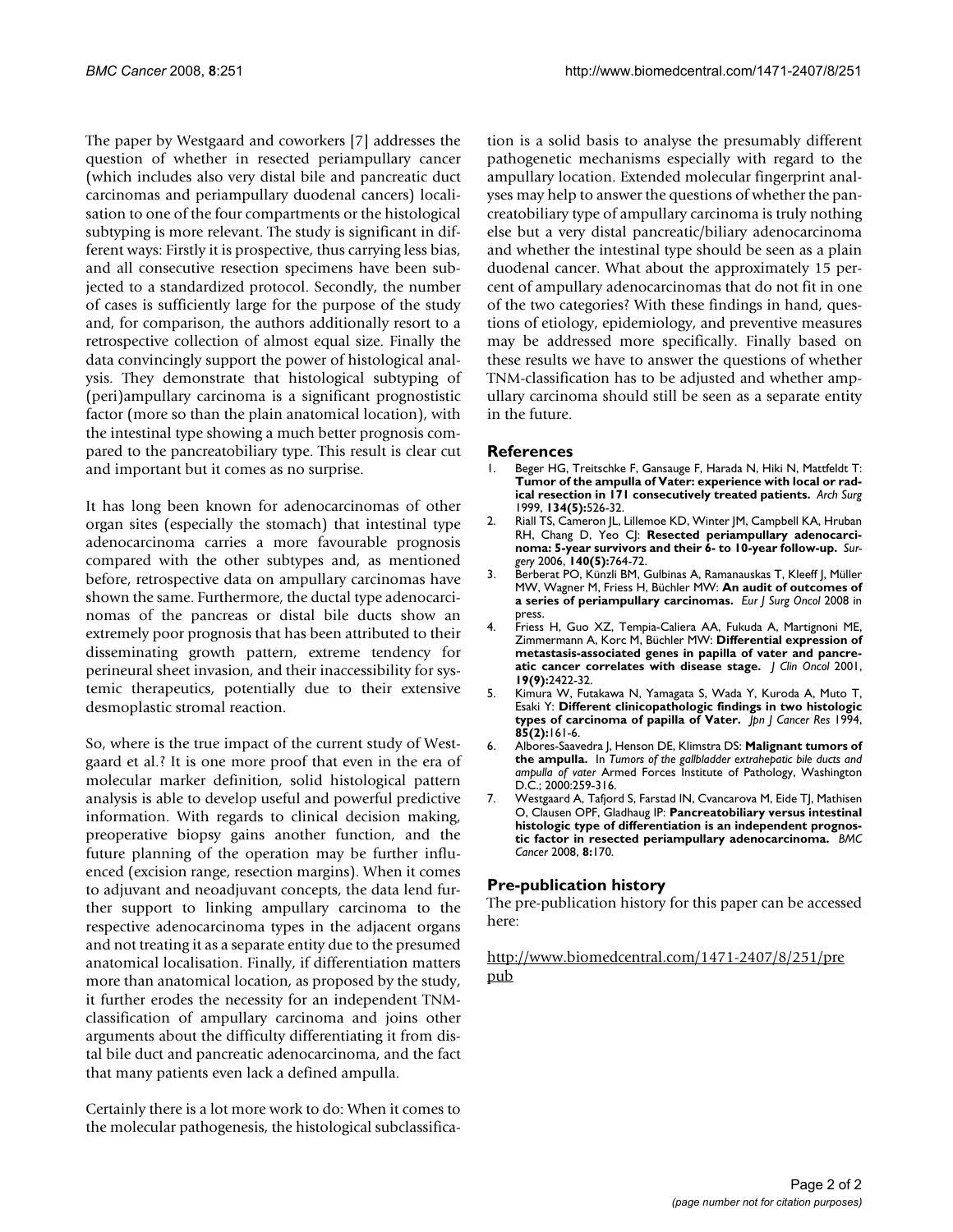The paper by Westgaard and coworkers [7] addresses the question of whether in resected periampullary cancer (which includes also very distal bile and pancreatic duct carcinomas and periampullary duodenal cancers) localisation to one of the four compartments or the histological subtyping is more relevant. The study is significant in different ways: Firstly it is prospective, thus carrying less bias, and all consecutive resection specimens have been subjected to a standardized protocol. Secondly, the number of cases is sufficiently large for the purpose of the study and, for comparison, the authors additionally resort to a retrospective collection of almost equal size. Finally the data convincingly support the power of histological analysis. They demonstrate that histological subtyping of (peri)ampullary carcinoma is a significant prognostic factor (more so than the plain anatomical location), with the intestinal type showing a much better prognosis compared to the pancreatobiliary type. This result is clear cut and important but it comes as no surprise.

It has long been known for adenocarcinomas of other organ sites (especially the stomach) that intestinal type adenocarcinoma carries a more favourable prognosis compared with the other subtypes and, as mentioned before, retrospective data on ampullary carcinomas have shown the same. Furthermore, the ductal type adenocarcinomas of the pancreas or distal bile ducts show an extremely poor prognosis that has been attributed to their disseminating growth pattern, extreme tendency for perineural sheet invasion, and their inaccessibility for systemic therapeutics, potentially due to their extensive desmoplastic stromal reaction.

So, where is the true impact of the current study of Westgaard et al.? It is one more proof that even in the era of molecular marker definition, solid histological pattern analysis is able to develop useful and powerful predictive information. With regards to clinical decision making, preoperative biopsy gains another function, and the future planning of the operation may be further influenced (excision range, resection margins). When it comes to adjuvant and neoadjuvant concepts, the data lend further support to linking ampullary carcinoma to the respective adenocarcinoma types in the adjacent organs and not treating it as a separate entity due to the presumed anatomical localisation. Finally, if differentiation matters more than anatomical location, as proposed by the study, it further erodes the necessity for an independent TNM-classification of ampullary carcinoma and joins other arguments about the difficulty differentiating it from distal bile duct and pancreatic adenocarcinoma, and the fact that many patients even lack a defined ampulla.

Certainly there is a lot more work to do: When it comes to the molecular pathogenesis, the histological subclassification is a solid basis to analyse the presumably different pathogenetic mechanisms especially with regard to the ampullary location. Extended molecular fingerprint analyses may help to answer the questions of whether the pancreatobiliary type of ampullary carcinoma is truly nothing else but a very distal pancreatic/biliary adenocarcinoma and whether the intestinal type should be seen as a plain duodenal cancer. What about the approximately 15 percent of ampullary adenocarcinomas that do not fit in one of the two categories? With these findings in hand, questions of etiology, epidemiology, and preventive measures may be addressed more specifically. Finally based on these results we have to answer the questions of whether TNM-classification has to be adjusted and whether ampullary carcinoma should still be seen as a separate entity in the future.

## References

1. Beger HG, Treitschke F, Gansauge F, Harada N, Hiki N, Mattfeldt T: **Tumor of the ampulla of Vater: experience with local or radical resection in 171 consecutively treated patients.** *Arch Surg* 1999, **134(5):**526-32.
2. Riall TS, Cameron JL, Lillemoe KD, Winter JM, Campbell KA, Hruban RH, Chang D, Yeo CJ: **Resected periampullary adenocarcinoma: 5-year survivors and their 6- to 10-year follow-up.** *Surgery* 2006, **140(5):**764-72.
3. Berberat PO, Künzli BM, Gulbinas A, Ramanauskas T, Kleeff J, Müller MW, Wagner M, Friess H, Büchler MW: **An audit of outcomes of a series of periampullary carcinomas.** *Eur J Surg Oncol* 2008 in press.
4. Friess H, Guo XZ, Tempia-Caliera AA, Fukuda A, Martignoni ME, Zimmermann A, Korc M, Büchler MW: **Differential expression of metastasis-associated genes in papilla of vater and pancreatic cancer correlates with disease stage.** *J Clin Oncol* 2001, **19(9):**2422-32.
5. Kimura W, Futakawa N, Yamagata S, Wada Y, Kuroda A, Muto T, Esaki Y: **Different clinicopathologic findings in two histologic types of carcinoma of papilla of Vater.** *Jpn J Cancer Res* 1994, **85(2):**161-6.
6. Albores-Saavedra J, Henson DE, Klimstra DS: **Malignant tumors of the ampulla.** In *Tumors of the gallbladder extrahepatic bile ducts and ampulla of vater* Armed Forces Institute of Pathology, Washington D.C.; 2000:259-316.
7. Westgaard A, Tafjord S, Farstad IN, Cvancarova M, Eide TJ, Mathisen O, Clausen OPF, Gladhaug IP: **Pancreatobiliary versus intestinal histologic type of differentiation is an independent prognostic factor in resected periampullary adenocarcinoma.** *BMC Cancer* 2008, **8:**170.

## Pre-publication history

The pre-publication history for this paper can be accessed here:

http://www.biomedcentral.com/1471-2407/8/251/prepub